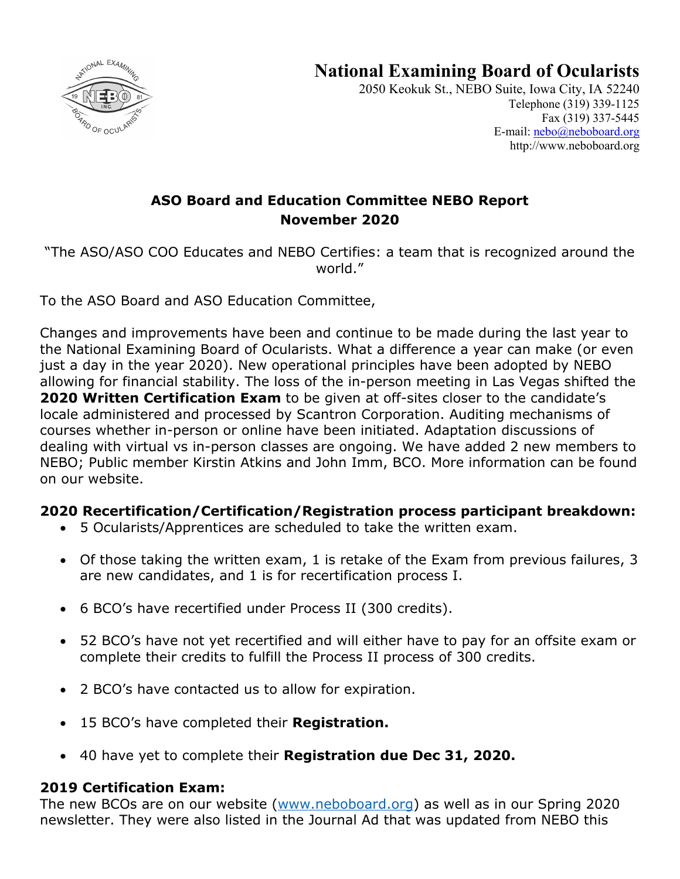# National Examining Board of Ocularists

2050 Keokuk St., NEBO Suite, Iowa City, IA 52240
Telephone (319) 339-1125
Fax (319) 337-5445
E-mail: nebo@neboboard.org
http://www.neboboard.org

## ASO Board and Education Committee NEBO Report
## November 2020

"The ASO/ASO COO Educates and NEBO Certifies: a team that is recognized around the world."

To the ASO Board and ASO Education Committee,

Changes and improvements have been and continue to be made during the last year to the National Examining Board of Ocularists. What a difference a year can make (or even just a day in the year 2020). New operational principles have been adopted by NEBO allowing for financial stability. The loss of the in-person meeting in Las Vegas shifted the **2020 Written Certification Exam** to be given at off-sites closer to the candidate's locale administered and processed by Scantron Corporation. Auditing mechanisms of courses whether in-person or online have been initiated. Adaptation discussions of dealing with virtual vs in-person classes are ongoing. We have added 2 new members to NEBO; Public member Kirstin Atkins and John Imm, BCO. More information can be found on our website.

### 2020 Recertification/Certification/Registration process participant breakdown:

- 5 Ocularists/Apprentices are scheduled to take the written exam.
- Of those taking the written exam, 1 is retake of the Exam from previous failures, 3 are new candidates, and 1 is for recertification process I.
- 6 BCO's have recertified under Process II (300 credits).
- 52 BCO's have not yet recertified and will either have to pay for an offsite exam or complete their credits to fulfill the Process II process of 300 credits.
- 2 BCO's have contacted us to allow for expiration.
- 15 BCO's have completed their **Registration.**
- 40 have yet to complete their **Registration due Dec 31, 2020.**

### 2019 Certification Exam:

The new BCOs are on our website (www.neboboard.org) as well as in our Spring 2020 newsletter. They were also listed in the Journal Ad that was updated from NEBO this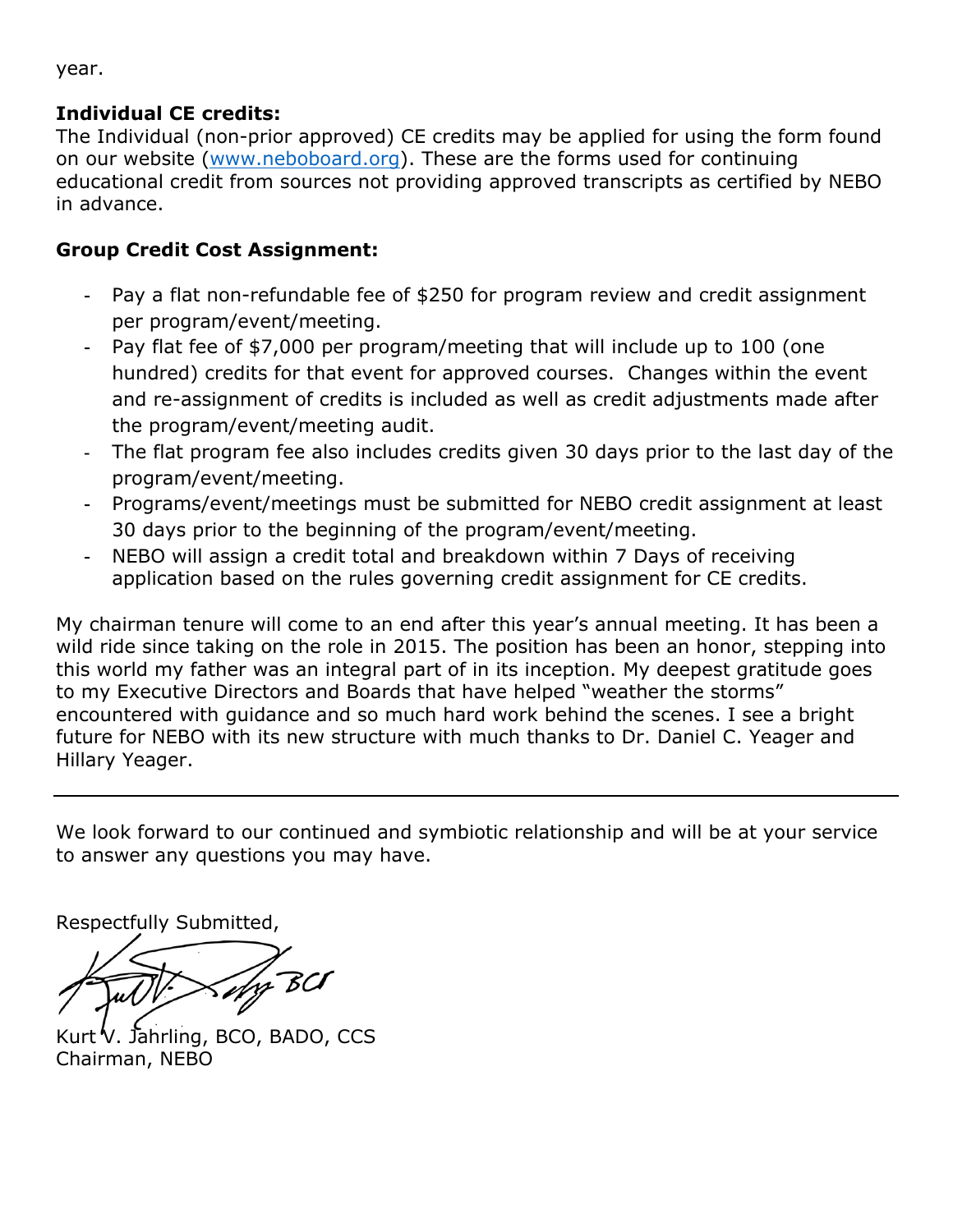year.

**Individual CE credits:**
The Individual (non-prior approved) CE credits may be applied for using the form found on our website (www.neboboard.org). These are the forms used for continuing educational credit from sources not providing approved transcripts as certified by NEBO in advance.

**Group Credit Cost Assignment:**

- Pay a flat non-refundable fee of $250 for program review and credit assignment per program/event/meeting.
- Pay flat fee of $7,000 per program/meeting that will include up to 100 (one hundred) credits for that event for approved courses. Changes within the event and re-assignment of credits is included as well as credit adjustments made after the program/event/meeting audit.
- The flat program fee also includes credits given 30 days prior to the last day of the program/event/meeting.
- Programs/event/meetings must be submitted for NEBO credit assignment at least 30 days prior to the beginning of the program/event/meeting.
- NEBO will assign a credit total and breakdown within 7 Days of receiving application based on the rules governing credit assignment for CE credits.

My chairman tenure will come to an end after this year's annual meeting. It has been a wild ride since taking on the role in 2015. The position has been an honor, stepping into this world my father was an integral part of in its inception. My deepest gratitude goes to my Executive Directors and Boards that have helped "weather the storms" encountered with guidance and so much hard work behind the scenes. I see a bright future for NEBO with its new structure with much thanks to Dr. Daniel C. Yeager and Hillary Yeager.

---

We look forward to our continued and symbiotic relationship and will be at your service to answer any questions you may have.

Respectfully Submitted,

Kurt V. Jahrling, BCO, BADO, CCS
Chairman, NEBO